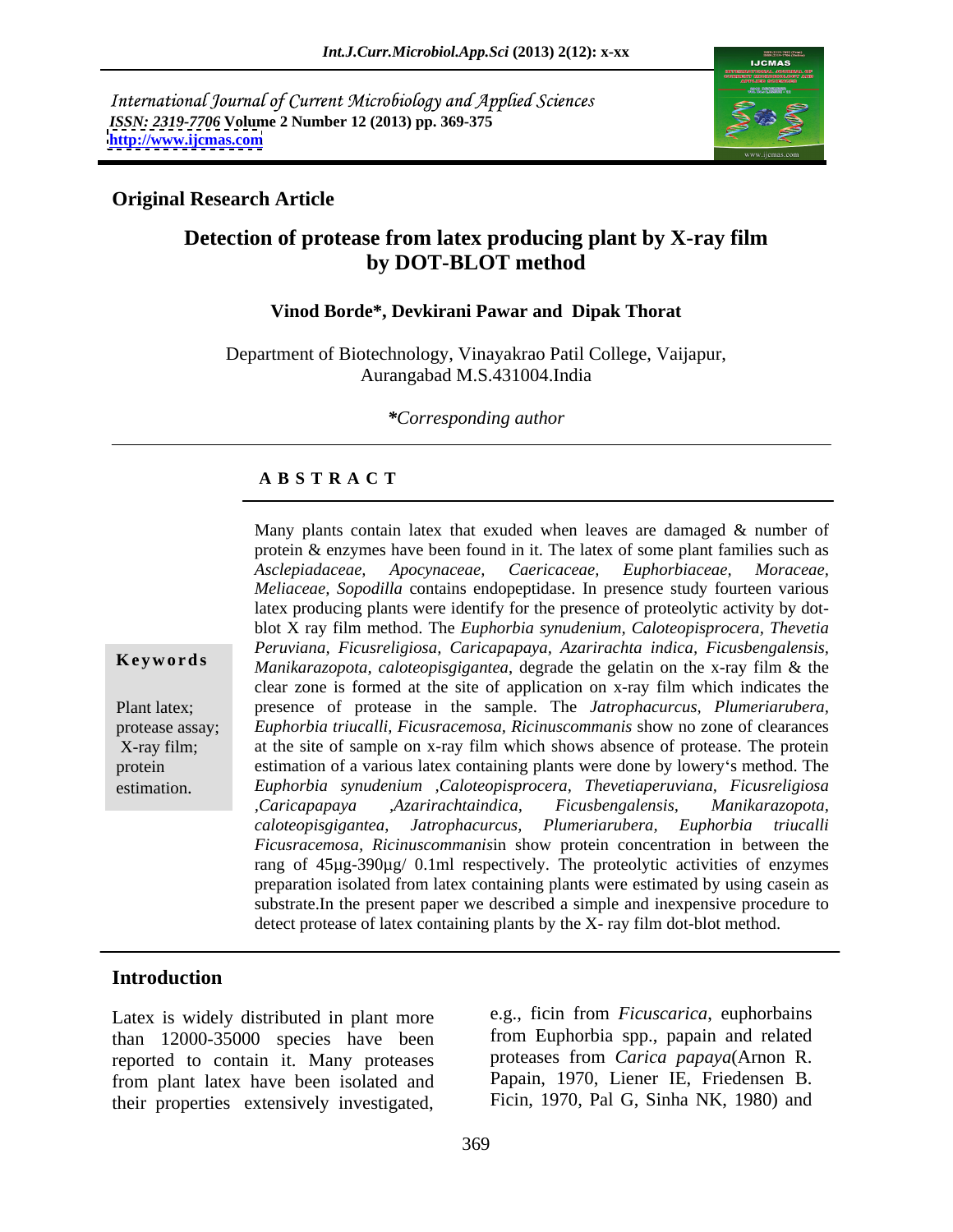International Journal of Current Microbiology and Applied Sciences
*ISSN: 2319-7706* **Volume 2 Number 12 (2013) pp. 369-375**
**http://www.ijcmas.com**

**Original Research Article**

# Detection of protease from latex producing plant by X-ray film by DOT-BLOT method

**Vinod Borde\*, Devkirani Pawar and Dipak Thorat**

Department of Biotechnology, Vinayakrao Patil College, Vaijapur, Aurangabad M.S.431004.India

*\*Corresponding author*

## A B S T R A C T

**Keywords**

Plant latex; protease assay; X-ray film; protein estimation.

Many plants contain latex that exuded when leaves are damaged & number of protein & enzymes have been found in it. The latex of some plant families such as *Asclepiadaceae, Apocynaceae, Caericaceae, Euphorbiaceae, Moraceae, Meliaceae, Sopodilla* contains endopeptidase. In presence study fourteen various latex producing plants were identify for the presence of proteolytic activity by dot-blot X ray film method. The *Euphorbia synudenium, Caloteopisprocera, Thevetia Peruviana, Ficusreligiosa, Caricapapaya, Azarirachta indica, Ficusbengalensis, Manikarazopota, caloteopisgigantea*, degrade the gelatin on the x-ray film & the clear zone is formed at the site of application on x-ray film which indicates the presence of protease in the sample. The *Jatrophacurcus, Plumeriarubera, Euphorbia triucalli, Ficusracemosa, Ricinuscommanis* show no zone of clearances at the site of sample on x-ray film which shows absence of protease. The protein estimation of a various latex containing plants were done by lowery's method. The *Euphorbia synudenium ,Caloteopisprocera, Thevetiaperuviana, Ficusreligiosa ,Caricapapaya ,Azarirachtaindica, Ficusbengalensis, Manikarazopota, caloteopisgigantea, Jatrophacurcus, Plumeriarubera, Euphorbia triucalli Ficusracemosa, Ricinuscommanis*in show protein concentration in between the rang of 45µg-390µg/ 0.1ml respectively. The proteolytic activities of enzymes preparation isolated from latex containing plants were estimated by using casein as substrate.In the present paper we described a simple and inexpensive procedure to detect protease of latex containing plants by the X- ray film dot-blot method.

## Introduction

Latex is widely distributed in plant more than 12000-35000 species have been reported to contain it. Many proteases from plant latex have been isolated and their properties extensively investigated, e.g., ficin from *Ficuscarica*, euphorbains from Euphorbia spp., papain and related proteases from *Carica papaya*(Arnon R. Papain, 1970, Liener IE, Friedensen B. Ficin, 1970, Pal G, Sinha NK, 1980) and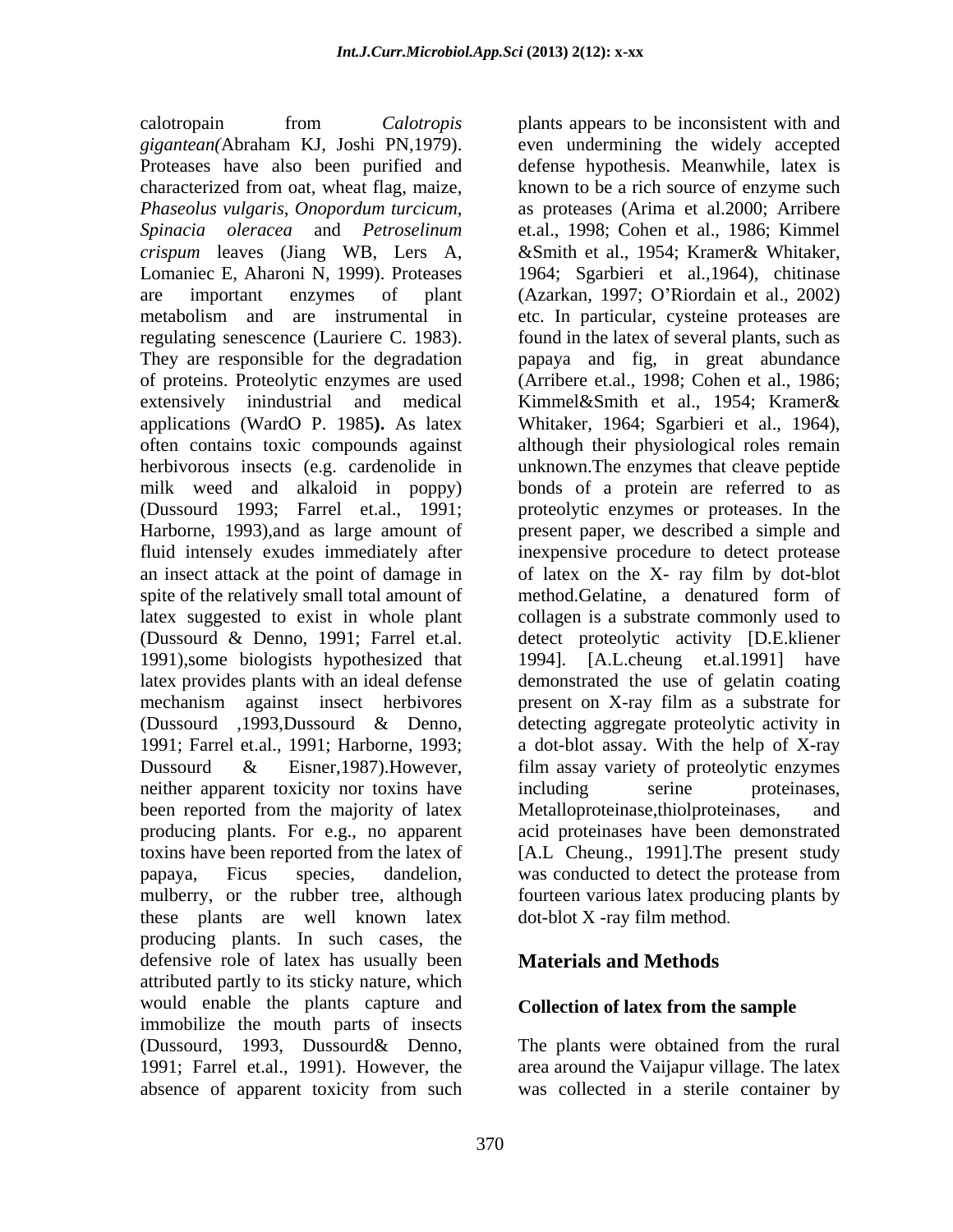calotropain from *Calotropis gigantean(*Abraham KJ, Joshi PN,1979). Proteases have also been purified and characterized from oat, wheat flag, maize, *Phaseolus vulgaris*, *Onopordum turcicum*, *Spinacia oleracea* and *Petroselinum crispum* leaves (Jiang WB, Lers A, Lomaniec E, Aharoni N, 1999). Proteases are important enzymes of plant metabolism and are instrumental in regulating senescence (Lauriere C. 1983). They are responsible for the degradation of proteins. Proteolytic enzymes are used extensively inindustrial and medical applications (WardO P. 1985**)**. As latex often contains toxic compounds against herbivorous insects (e.g. cardenolide in milk weed and alkaloid in poppy) (Dussourd 1993; Farrel et.al., 1991; Harborne, 1993),and as large amount of fluid intensely exudes immediately after an insect attack at the point of damage in spite of the relatively small total amount of latex suggested to exist in whole plant (Dussourd & Denno, 1991; Farrel et.al. 1991),some biologists hypothesized that latex provides plants with an ideal defense mechanism against insect herbivores (Dussourd ,1993,Dussourd & Denno, 1991; Farrel et.al., 1991; Harborne, 1993; Dussourd & Eisner,1987).However, neither apparent toxicity nor toxins have been reported from the majority of latex producing plants. For e.g., no apparent toxins have been reported from the latex of papaya, Ficus species, dandelion, mulberry, or the rubber tree, although these plants are well known latex producing plants. In such cases, the defensive role of latex has usually been attributed partly to its sticky nature, which would enable the plants capture and immobilize the mouth parts of insects (Dussourd, 1993, Dussourd& Denno, 1991; Farrel et.al., 1991). However, the absence of apparent toxicity from such plants appears to be inconsistent with and even undermining the widely accepted defense hypothesis. Meanwhile, latex is known to be a rich source of enzyme such as proteases (Arima et al.2000; Arribere et.al., 1998; Cohen et al., 1986; Kimmel &Smith et al., 1954; Kramer& Whitaker, 1964; Sgarbieri et al.,1964), chitinase (Azarkan, 1997; O'Riordain et al., 2002) etc. In particular, cysteine proteases are found in the latex of several plants, such as papaya and fig, in great abundance (Arribere et.al., 1998; Cohen et al., 1986; Kimmel&Smith et al., 1954; Kramer& Whitaker, 1964; Sgarbieri et al., 1964), although their physiological roles remain unknown.The enzymes that cleave peptide bonds of a protein are referred to as proteolytic enzymes or proteases. In the present paper, we described a simple and inexpensive procedure to detect protease of latex on the X- ray film by dot-blot method.Gelatine, a denatured form of collagen is a substrate commonly used to detect proteolytic activity [D.E.kliener 1994]. [A.L.cheung et.al.1991] have demonstrated the use of gelatin coating present on X-ray film as a substrate for detecting aggregate proteolytic activity in a dot-blot assay. With the help of X-ray film assay variety of proteolytic enzymes including serine proteinases, Metalloproteinase,thiolproteinases, and acid proteinases have been demonstrated [A.L Cheung., 1991].The present study was conducted to detect the protease from fourteen various latex producing plants by dot-blot X -ray film method.

## Materials and Methods

### Collection of latex from the sample

The plants were obtained from the rural area around the Vaijapur village. The latex was collected in a sterile container by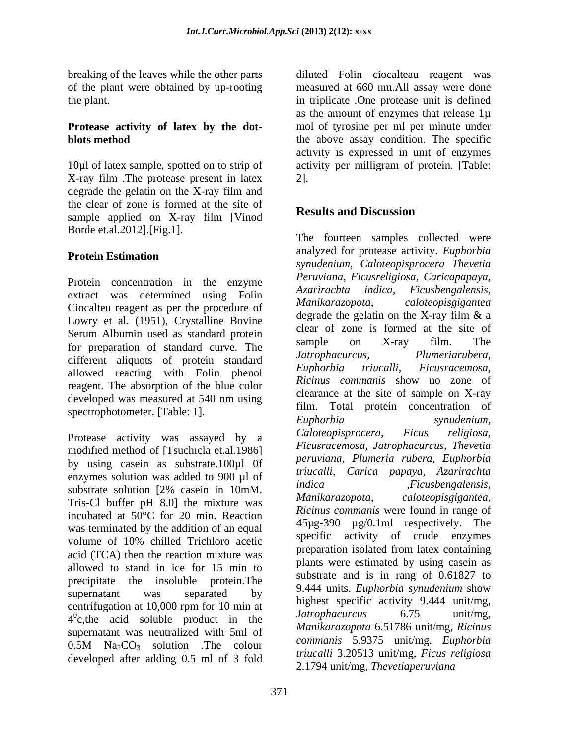breaking of the leaves while the other parts of the plant were obtained by up-rooting the plant.

**Protease activity of latex by the dot-blots method**

10µl of latex sample, spotted on to strip of X-ray film .The protease present in latex degrade the gelatin on the X-ray film and the clear of zone is formed at the site of sample applied on X-ray film [Vinod Borde et.al.2012].[Fig.1].

**Protein Estimation**

Protein concentration in the enzyme extract was determined using Folin Ciocalteu reagent as per the procedure of Lowry et al. (1951), Crystalline Bovine Serum Albumin used as standard protein for preparation of standard curve. The different aliquots of protein standard allowed reacting with Folin phenol reagent. The absorption of the blue color developed was measured at 540 nm using spectrophotometer. [Table: 1].

Protease activity was assayed by a modified method of [Tsuchicla et.al.1986] by using casein as substrate.100µl 0f enzymes solution was added to 900 µl of substrate solution [2% casein in 10mM. Tris-Cl buffer pH 8.0] the mixture was incubated at 50°C for 20 min. Reaction was terminated by the addition of an equal volume of 10% chilled Trichloro acetic acid (TCA) then the reaction mixture was allowed to stand in ice for 15 min to precipitate the insoluble protein.The supernatant was separated by centrifugation at 10,000 rpm for 10 min at $4^0$c,the acid soluble product in the supernatant was neutralized with 5ml of 0.5M $Na_2CO_3$ solution .The colour developed after adding 0.5 ml of 3 fold diluted Folin ciocalteau reagent was measured at 660 nm.All assay were done in triplicate .One protease unit is defined as the amount of enzymes that release 1µ mol of tyrosine per ml per minute under the above assay condition. The specific activity is expressed in unit of enzymes activity per milligram of protein. [Table: 2].

## Results and Discussion

The fourteen samples collected were analyzed for protease activity. *Euphorbia synudenium, Caloteopisprocera Thevetia Peruviana, Ficusreligiosa, Caricapapaya, Azarirachta indica, Ficusbengalensis, Manikarazopota, caloteopisgigantea* degrade the gelatin on the X-ray film & a clear of zone is formed at the site of sample on X-ray film. The *Jatrophacurcus, Plumeriarubera, Euphorbia triucalli, Ficusracemosa, Ricinus commanis* show no zone of clearance at the site of sample on X-ray film. Total protein concentration of *Euphorbia synudenium, Caloteopisprocera, Ficus religiosa, Ficusracemosa, Jatrophacurcus, Thevetia peruviana, Plumeria rubera, Euphorbia triucalli, Carica papaya, Azarirachta indica ,Ficusbengalensis, Manikarazopota, caloteopisgigantea, Ricinus commanis* were found in range of 45µg-390 µg/0.1ml respectively. The specific activity of crude enzymes preparation isolated from latex containing plants were estimated by using casein as substrate and is in rang of 0.61827 to 9.444 units. *Euphorbia synudenium* show highest specific activity 9.444 unit/mg, *Jatrophacurcus* 6.75 unit/mg, *Manikarazopota* 6.51786 unit/mg, *Ricinus commanis* 5.9375 unit/mg, *Euphorbia triucalli* 3.20513 unit/mg, *Ficus religiosa* 2.1794 unit/mg, *Thevetiaperuviana*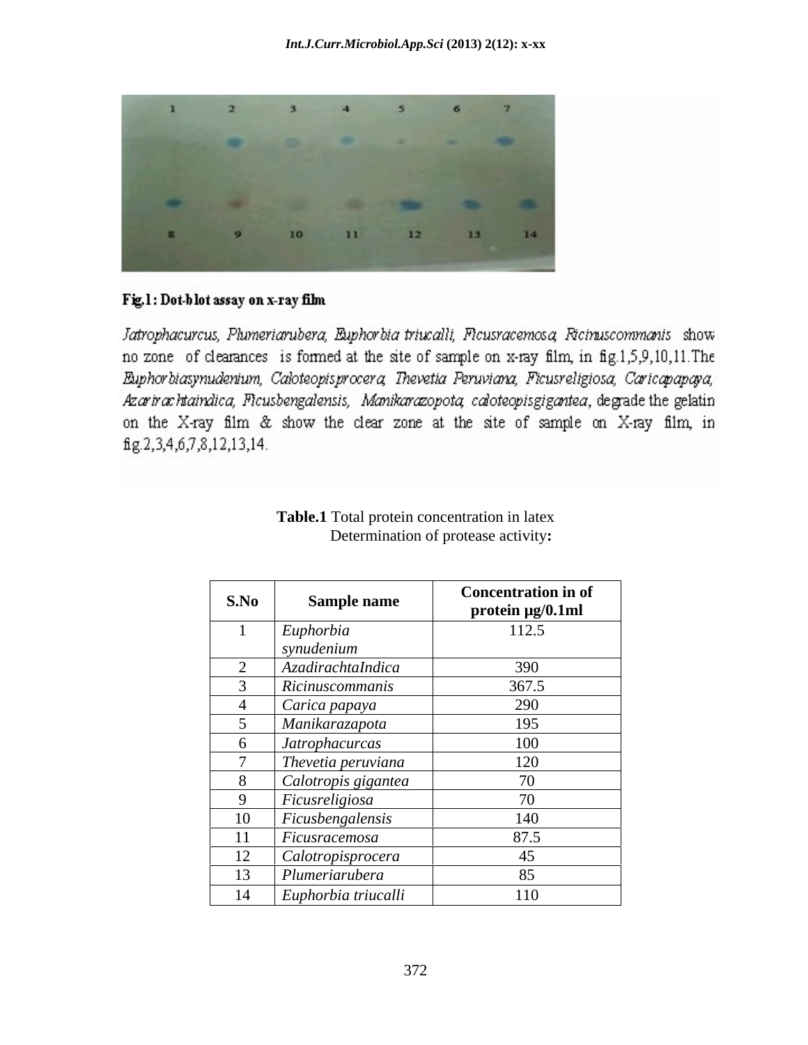**Fig.1 : Dot-blot assay on x-ray film**

*Jatrophacurcus, Plumeriarubera, Euphorbia triucalli, Ficusracemosa, Ricinuscommanis* show no zone of clearances is formed at the site of sample on x-ray film, in fig.1,5,9,10,11.The *Euphorbiasynudenium, Caloteopisprocera, Thevetia Peruviana, Ficusreligiosa, Caricapapaya, Azarirachtaindica, Ficusbengalensis, Manikarazopota, caloteopisgigantea*, degrade the gelatin on the X-ray film & show the clear zone at the site of sample on X-ray film, in fig.2,3,4,6,7,8,12,13,14.

**Table.1** Total protein concentration in latex

Determination of protease activity**:**

| S.No | Sample name | Concentration in of protein µg/0.1ml |
|---|---|---|
| 1 | *Euphorbia synudenium* | 112.5 |
| 2 | *AzadirachtaIndica* | 390 |
| 3 | *Ricinuscommanis* | 367.5 |
| 4 | *Carica papaya* | 290 |
| 5 | *Manikarazapota* | 195 |
| 6 | *Jatrophacurcas* | 100 |
| 7 | *Thevetia peruviana* | 120 |
| 8 | *Calotropis gigantea* | 70 |
| 9 | *Ficusreligiosa* | 70 |
| 10 | *Ficusbengalensis* | 140 |
| 11 | *Ficusracemosa* | 87.5 |
| 12 | *Calotropisprocera* | 45 |
| 13 | *Plumeriarubera* | 85 |
| 14 | *Euphorbia triucalli* | 110 |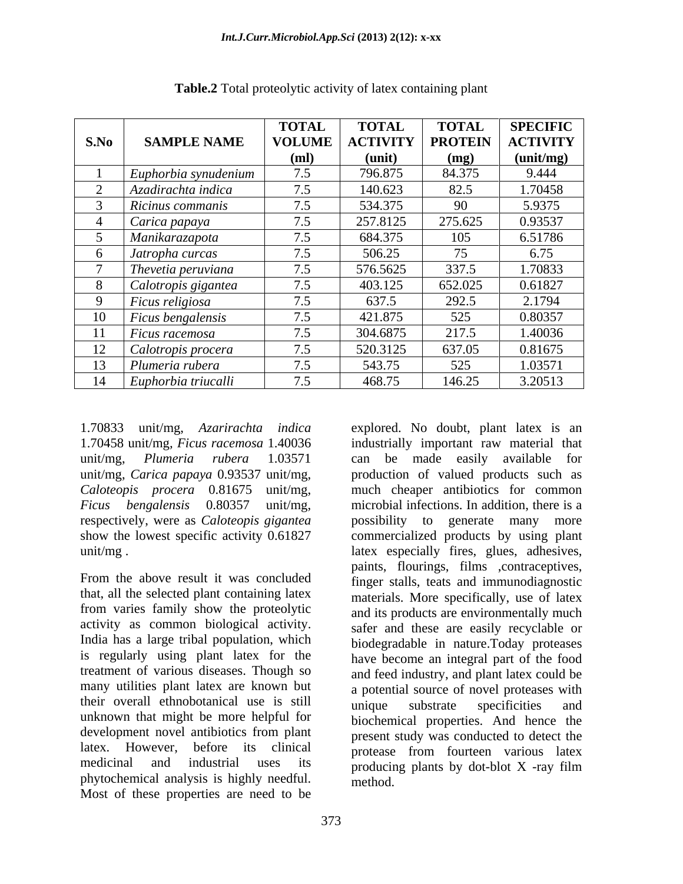**Table.2** Total proteolytic activity of latex containing plant

| S.No | SAMPLE NAME | TOTAL VOLUME (ml) | TOTAL ACTIVITY (unit) | TOTAL PROTEIN (mg) | SPECIFIC ACTIVITY (unit/mg) |
|---|---|---|---|---|---|
| 1 | *Euphorbia synudenium* | 7.5 | 796.875 | 84.375 | 9.444 |
| 2 | *Azadirachta indica* | 7.5 | 140.623 | 82.5 | 1.70458 |
| 3 | *Ricinus commanis* | 7.5 | 534.375 | 90 | 5.9375 |
| 4 | *Carica papaya* | 7.5 | 257.8125 | 275.625 | 0.93537 |
| 5 | *Manikarazapota* | 7.5 | 684.375 | 105 | 6.51786 |
| 6 | *Jatropha curcas* | 7.5 | 506.25 | 75 | 6.75 |
| 7 | *Thevetia peruviana* | 7.5 | 576.5625 | 337.5 | 1.70833 |
| 8 | *Calotropis gigantea* | 7.5 | 403.125 | 652.025 | 0.61827 |
| 9 | *Ficus religiosa* | 7.5 | 637.5 | 292.5 | 2.1794 |
| 10 | *Ficus bengalensis* | 7.5 | 421.875 | 525 | 0.80357 |
| 11 | *Ficus racemosa* | 7.5 | 304.6875 | 217.5 | 1.40036 |
| 12 | *Calotropis procera* | 7.5 | 520.3125 | 637.05 | 0.81675 |
| 13 | *Plumeria rubera* | 7.5 | 543.75 | 525 | 1.03571 |
| 14 | *Euphorbia triucalli* | 7.5 | 468.75 | 146.25 | 3.20513 |

1.70833 unit/mg, *Azarirachta indica* 1.70458 unit/mg, *Ficus racemosa* 1.40036 unit/mg, *Plumeria rubera* 1.03571 unit/mg, *Carica papaya* 0.93537 unit/mg, *Caloteopis procera* 0.81675 unit/mg, *Ficus bengalensis* 0.80357 unit/mg, respectively, were as *Caloteopis gigantea* show the lowest specific activity 0.61827 unit/mg .

From the above result it was concluded that, all the selected plant containing latex from varies family show the proteolytic activity as common biological activity. India has a large tribal population, which is regularly using plant latex for the treatment of various diseases. Though so many utilities plant latex are known but their overall ethnobotanical use is still unknown that might be more helpful for development novel antibiotics from plant latex. However, before its clinical medicinal and industrial uses its phytochemical analysis is highly needful. Most of these properties are need to be explored. No doubt, plant latex is an industrially important raw material that can be made easily available for production of valued products such as much cheaper antibiotics for common microbial infections. In addition, there is a possibility to generate many more commercialized products by using plant latex especially fires, glues, adhesives, paints, flourings, films ,contraceptives, finger stalls, teats and immunodiagnostic materials. More specifically, use of latex and its products are environmentally much safer and these are easily recyclable or biodegradable in nature.Today proteases have become an integral part of the food and feed industry, and plant latex could be a potential source of novel proteases with unique substrate specificities and biochemical properties. And hence the present study was conducted to detect the protease from fourteen various latex producing plants by dot-blot X -ray film method.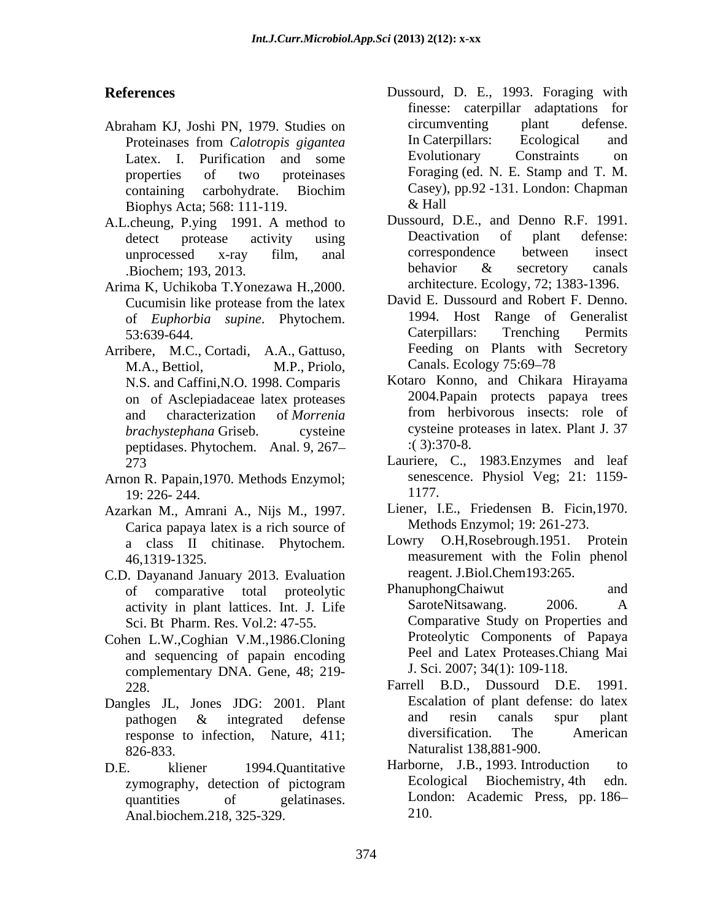## References

Abraham KJ, Joshi PN, 1979. Studies on Proteinases from *Calotropis gigantea* Latex. I. Purification and some properties of two proteinases containing carbohydrate. Biochim Biophys Acta; 568: 111-119.

A.L.cheung, P.ying 1991. A method to detect protease activity using unprocessed x-ray film, anal .Biochem; 193, 2013.

Arima K, Uchikoba T.Yonezawa H.,2000. Cucumisin like protease from the latex of *Euphorbia supine*. Phytochem. 53:639-644.

Arribere, M.C., Cortadi, A.A., Gattuso, M.A., Bettiol, M.P., Priolo, N.S. and Caffini,N.O. 1998. Comparis on of Asclepiadaceae latex proteases and characterization of *Morrenia brachystephana* Griseb. cysteine peptidases. Phytochem. Anal. 9, 267–273

Arnon R. Papain,1970. Methods Enzymol; 19: 226- 244.

Azarkan M., Amrani A., Nijs M., 1997. Carica papaya latex is a rich source of a class II chitinase. Phytochem. 46,1319-1325.

C.D. Dayanand January 2013. Evaluation of comparative total proteolytic activity in plant lattices. Int. J. Life Sci. Bt Pharm. Res. Vol.2: 47-55.

Cohen L.W.,Coghian V.M.,1986.Cloning and sequencing of papain encoding complementary DNA. Gene, 48; 219-228.

Dangles JL, Jones JDG: 2001. Plant pathogen & integrated defense response to infection, Nature, 411; 826-833.

D.E. kliener 1994.Quantitative zymography, detection of pictogram quantities of gelatinases. Anal.biochem.218, 325-329.

Dussourd, D. E., 1993. Foraging with finesse: caterpillar adaptations for circumventing plant defense. In Caterpillars: Ecological and Evolutionary Constraints on Foraging (ed. N. E. Stamp and T. M. Casey), pp.92 -131. London: Chapman & Hall

Dussourd, D.E., and Denno R.F. 1991. Deactivation of plant defense: correspondence between insect behavior & secretory canals architecture. Ecology, 72; 1383-1396.

David E. Dussourd and Robert F. Denno. 1994. Host Range of Generalist Caterpillars: Trenching Permits Feeding on Plants with Secretory Canals. Ecology 75:69–78

Kotaro Konno, and Chikara Hirayama 2004.Papain protects papaya trees from herbivorous insects: role of cysteine proteases in latex. Plant J. 37 :( 3):370-8.

Lauriere, C., 1983.Enzymes and leaf senescence. Physiol Veg; 21: 1159-1177.

Liener, I.E., Friedensen B. Ficin,1970. Methods Enzymol; 19: 261-273.

Lowry O.H,Rosebrough.1951. Protein measurement with the Folin phenol reagent. J.Biol.Chem193:265.

PhanuphongChaiwut and SaroteNitsawang. 2006. A Comparative Study on Properties and Proteolytic Components of Papaya Peel and Latex Proteases.Chiang Mai J. Sci. 2007; 34(1): 109-118.

Farrell B.D., Dussourd D.E. 1991. Escalation of plant defense: do latex and resin canals spur plant diversification. The American Naturalist 138,881-900.

Harborne, J.B., 1993. Introduction to Ecological Biochemistry, 4th edn. London: Academic Press, pp. 186–210.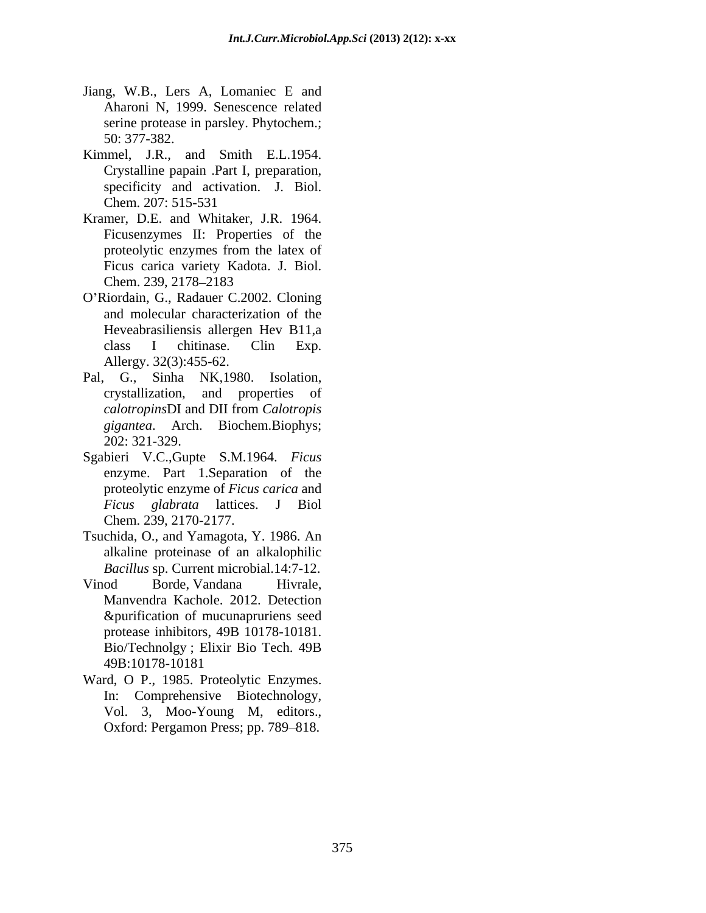Jiang, W.B., Lers A, Lomaniec E and Aharoni N, 1999. Senescence related serine protease in parsley. Phytochem.; 50: 377-382.

Kimmel, J.R., and Smith E.L.1954. Crystalline papain .Part I, preparation, specificity and activation. J. Biol. Chem. 207: 515-531

Kramer, D.E. and Whitaker, J.R. 1964. Ficusenzymes II: Properties of the proteolytic enzymes from the latex of Ficus carica variety Kadota. J. Biol. Chem. 239, 2178–2183

O'Riordain, G., Radauer C.2002. Cloning and molecular characterization of the Heveabrasiliensis allergen Hev B11,a class I chitinase. Clin Exp. Allergy. 32(3):455-62.

Pal, G., Sinha NK,1980. Isolation, crystallization, and properties of *calotropins*DI and DII from *Calotropis gigantea*. Arch. Biochem.Biophys; 202: 321-329.

Sgabieri V.C.,Gupte S.M.1964. *Ficus* enzyme. Part 1.Separation of the proteolytic enzyme of *Ficus carica* and *Ficus glabrata* lattices. J Biol Chem. 239, 2170-2177.

Tsuchida, O., and Yamagota, Y. 1986. An alkaline proteinase of an alkalophilic *Bacillus* sp. Current microbial.14:7-12.

Vinod Borde, Vandana Hivrale, Manvendra Kachole. 2012. Detection &purification of mucunapruriens seed protease inhibitors, 49B 10178-10181. Bio/Technolgy ; Elixir Bio Tech. 49B 49B:10178-10181

Ward, O P., 1985. Proteolytic Enzymes. In: Comprehensive Biotechnology, Vol. 3, Moo-Young M, editors., Oxford: Pergamon Press; pp. 789–818.